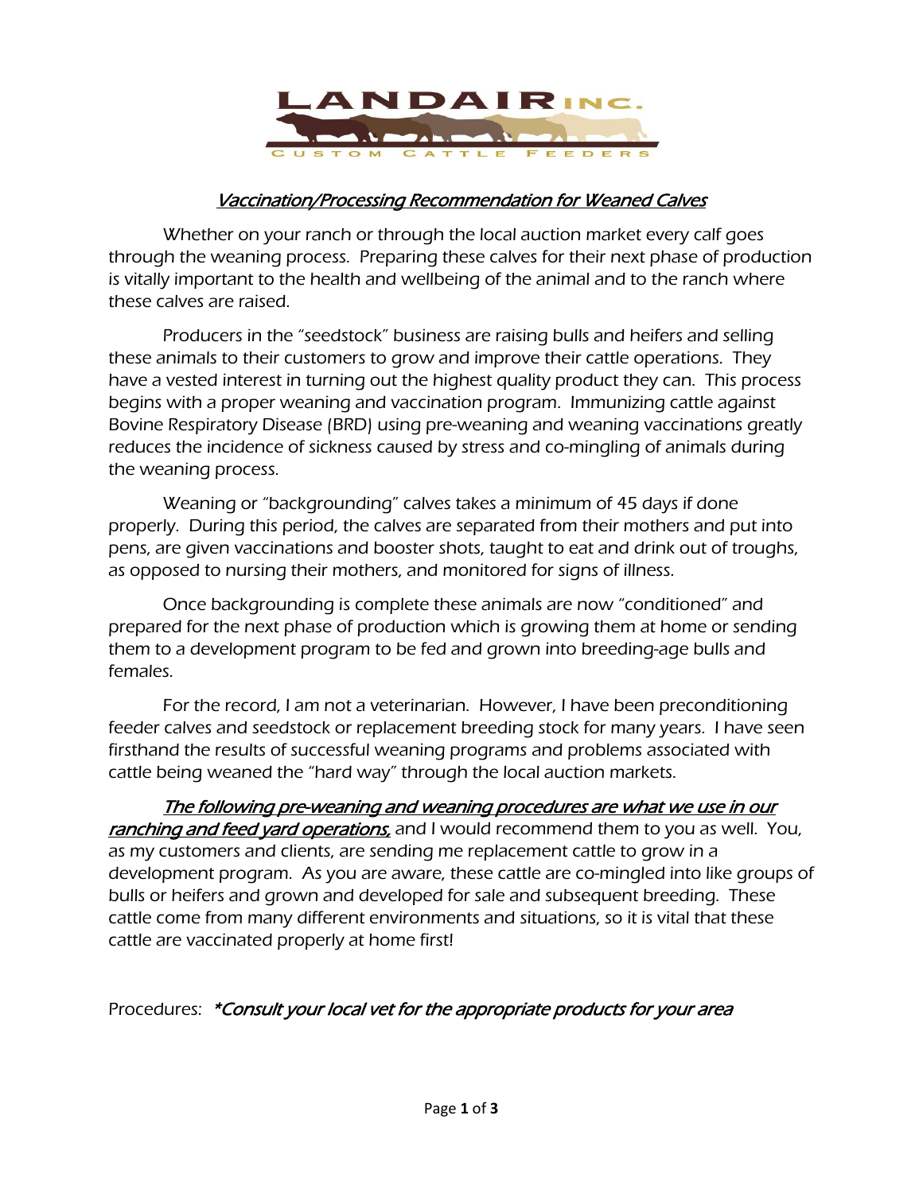LANDAIR INC.

CUSTOM CATTLE FEEDERS

## *Vaccination/Processing Recommendation for Weaned Calves*

Whether on your ranch or through the local auction market every calf goes through the weaning process. Preparing these calves for their next phase of production is vitally important to the health and wellbeing of the animal and to the ranch where these calves are raised.

Producers in the "seedstock" business are raising bulls and heifers and selling these animals to their customers to grow and improve their cattle operations. They have a vested interest in turning out the highest quality product they can. This process begins with a proper weaning and vaccination program. Immunizing cattle against Bovine Respiratory Disease (BRD) using pre-weaning and weaning vaccinations greatly reduces the incidence of sickness caused by stress and co-mingling of animals during the weaning process.

Weaning or "backgrounding" calves takes a minimum of 45 days if done properly. During this period, the calves are separated from their mothers and put into pens, are given vaccinations and booster shots, taught to eat and drink out of troughs, as opposed to nursing their mothers, and monitored for signs of illness.

Once backgrounding is complete these animals are now "conditioned" and prepared for the next phase of production which is growing them at home or sending them to a development program to be fed and grown into breeding-age bulls and females.

For the record, I am not a veterinarian. However, I have been preconditioning feeder calves and seedstock or replacement breeding stock for many years. I have seen firsthand the results of successful weaning programs and problems associated with cattle being weaned the "hard way" through the local auction markets.

*The following pre-weaning and weaning procedures are what we use in our ranching and feed yard operations,* and I would recommend them to you as well. You, as my customers and clients, are sending me replacement cattle to grow in a development program. As you are aware, these cattle are co-mingled into like groups of bulls or heifers and grown and developed for sale and subsequent breeding. These cattle come from many different environments and situations, so it is vital that these cattle are vaccinated properly at home first!

Procedures: ***\*Consult your local vet for the appropriate products for your area***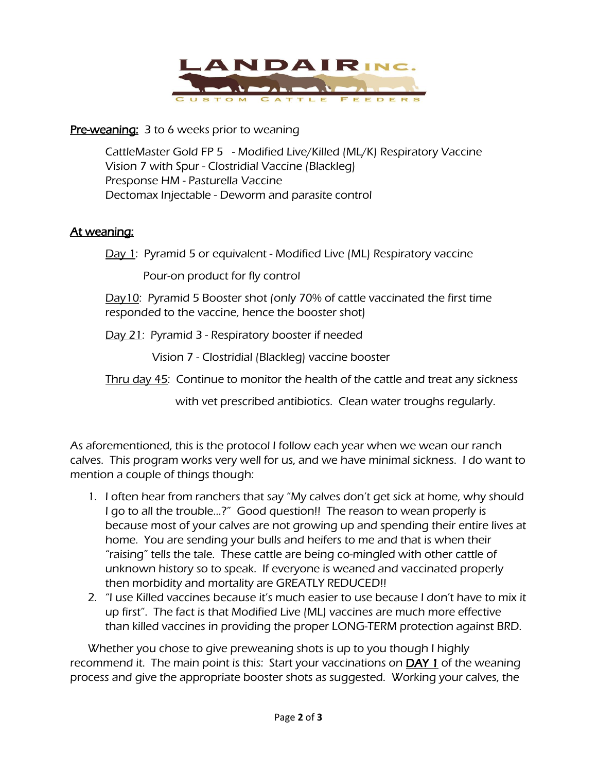LANDAIR INC.

CUSTOM CATTLE FEEDERS

<u>Pre-weaning:</u> 3 to 6 weeks prior to weaning

CattleMaster Gold FP 5 - Modified Live/Killed (ML/K) Respiratory Vaccine
Vision 7 with Spur - Clostridial Vaccine (Blackleg)
Presponse HM - Pasturella Vaccine
Dectomax Injectable - Deworm and parasite control

<u>At weaning:</u>

<u>Day 1</u>: Pyramid 5 or equivalent - Modified Live (ML) Respiratory vaccine

Pour-on product for fly control

<u>Day10</u>: Pyramid 5 Booster shot (only 70% of cattle vaccinated the first time responded to the vaccine, hence the booster shot)

<u>Day 21</u>: Pyramid 3 - Respiratory booster if needed

Vision 7 - Clostridial (Blackleg) vaccine booster

<u>Thru day 45</u>: Continue to monitor the health of the cattle and treat any sickness with vet prescribed antibiotics. Clean water troughs regularly.

As aforementioned, this is the protocol I follow each year when we wean our ranch calves. This program works very well for us, and we have minimal sickness. I do want to mention a couple of things though:

1. I often hear from ranchers that say "My calves don't get sick at home, why should I go to all the trouble…?" Good question!! The reason to wean properly is because most of your calves are not growing up and spending their entire lives at home. You are sending your bulls and heifers to me and that is when their "raising" tells the tale. These cattle are being co-mingled with other cattle of unknown history so to speak. If everyone is weaned and vaccinated properly then morbidity and mortality are GREATLY REDUCED!!
2. "I use Killed vaccines because it's much easier to use because I don't have to mix it up first". The fact is that Modified Live (ML) vaccines are much more effective than killed vaccines in providing the proper LONG-TERM protection against BRD.

Whether you chose to give preweaning shots is up to you though I highly recommend it. The main point is this: Start your vaccinations on <u>DAY 1</u> of the weaning process and give the appropriate booster shots as suggested. Working your calves, the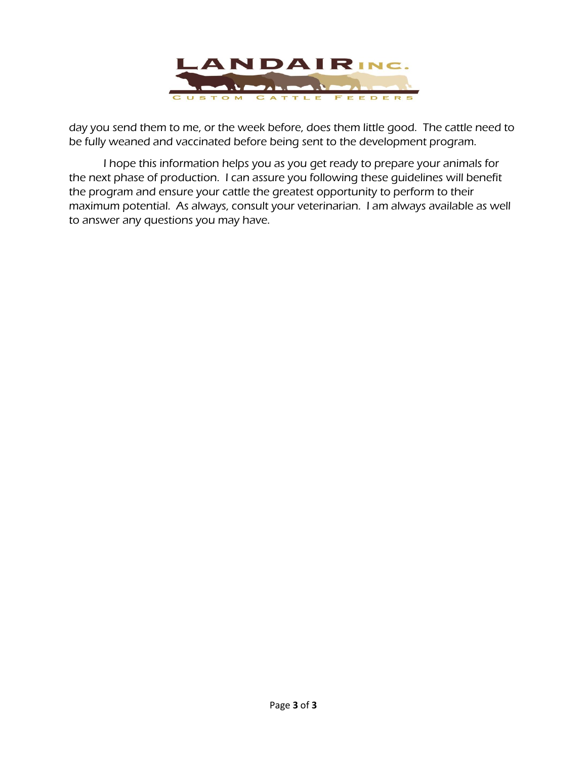day you send them to me, or the week before, does them little good. The cattle need to be fully weaned and vaccinated before being sent to the development program.

I hope this information helps you as you get ready to prepare your animals for the next phase of production. I can assure you following these guidelines will benefit the program and ensure your cattle the greatest opportunity to perform to their maximum potential. As always, consult your veterinarian. I am always available as well to answer any questions you may have.